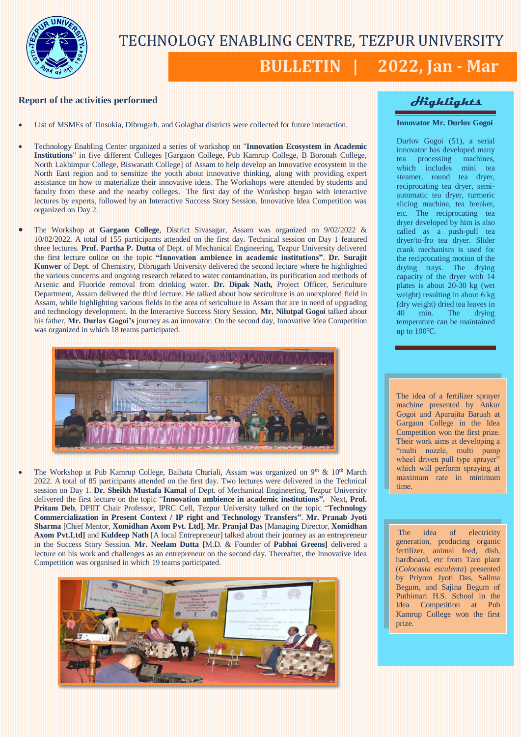# TECHNOLOGY ENABLING CENTRE, TEZPUR UNIVERSITY

## BULLETIN | 2022, Jan - Mar

### Report of the activities performed

- List of MSMEs of Tinsukia, Dibrugarh, and Golaghat districts were collected for future interaction.

- Technology Enabling Center organized a series of workshop on "**Innovation Ecosystem in Academic Institutions**" in five different Colleges [Gargaon College, Pub Kamrup College, B Borooah College, North Lakhimpur College, Biswanath College] of Assam to help develop an Innovative ecosystem in the North East region and to sensitize the youth about innovative thinking, along with providing expert assistance on how to materialize their innovative ideas. The Workshops were attended by students and faculty from these and the nearby colleges. The first day of the Workshop began with interactive lectures by experts, followed by an Interactive Success Story Session. Innovative Idea Competition was organized on Day 2.

- The Workshop at **Gargaon College**, District Sivasagar, Assam was organized on 9/02/2022 & 10/02/2022. A total of 155 participants attended on the first day. Technical session on Day 1 featured three lectures. **Prof. Partha P. Dutta** of Dept. of Mechanical Engineering, Tezpur University delivered the first lecture online on the topic **"Innovation ambience in academic institutions"**. **Dr. Surajit Konwer** of Dept. of Chemistry, Dibrugarh University delivered the second lecture where he highlighted the various concerns and ongoing research related to water contamination, its purification and methods of Arsenic and Fluoride removal from drinking water. **Dr. Dipak Nath,** Project Officer, Sericulture Department, Assam delivered the third lecture. He talked about how sericulture is an unexplored field in Assam, while highlighting various fields in the area of sericulture in Assam that are in need of upgrading and technology development. In the Interactive Success Story Session, **Mr. Nilutpal Gogoi** talked about his father, **Mr. Durlav Gogoi's** journey as an innovator. On the second day, Innovative Idea Competition was organized in which 18 teams participated.

- The Workshop at Pub Kamrup College, Baihata Chariali, Assam was organized on 9th & 10th March 2022. A total of 85 participants attended on the first day. Two lectures were delivered in the Technical session on Day 1. **Dr. Sheikh Mustafa Kamal** of Dept. of Mechanical Engineering, Tezpur University delivered the first lecture on the topic "**Innovation ambience in academic institutions".** Next, **Prof. Pritam Deb**, DPIIT Chair Professor, IPRC Cell, Tezpur University talked on the topic "**Technology Commercialization in Present Context / IP right and Technology Transfers**". **Mr. Pranab Jyoti Sharma** [Chief Mentor, **Xomidhan Axom Pvt. Ltd]**, **Mr. Pranjal Das** [Managing Director, **Xomidhan Axom Pvt.Ltd]** and **Kuldeep Nath** [A local Entrepreneur] talked about their journey as an entrepreneur in the Success Story Session. **Mr. Neelam Dutta [**M.D. & Founder of **Pabhoi Greens]** delivered a lecture on his work and challenges as an entrepreneur on the second day. Thereafter, the Innovative Idea Competition was organised in which 19 teams participated.

### Highlights

**Innovator Mr. Durlov Gogoi**

Durlov Gogoi (51), a serial innovator has developed many tea processing machines, which includes mini tea steamer, round tea dryer, reciprocating tea dryer, semi-automatic tea dryer, turmeric slicing machine, tea breaker, etc. The reciprocating tea dryer developed by him is also called as a push-pull tea dryer/to-fro tea dryer. Slider crank mechanism is used for the reciprocating motion of the drying trays. The drying capacity of the dryer with 14 plates is about 20-30 kg (wet weight) resulting in about 6 kg (dry weight) dried tea leaves in 40 min. The drying temperature can be maintained up to 100°C.

The idea of a fertilizer sprayer machine presented by Ankur Gogoi and Aparajita Baruah at Gargaon College in the Idea Competition won the first prize. Their work aims at developing a "multi nozzle, multi pump wheel driven pull type sprayer" which will perform spraying at maximum rate in minimum time.

The idea of electricity generation, producing organic fertilizer, animal feed, dish, hardboard, etc from Taro plant (*Colocasia esculenta*) presented by Priyom Jyoti Das, Salima Begum, and Sajina Begum of Puthimari H.S. School in the Idea Competition at Pub Kamrup College won the first prize.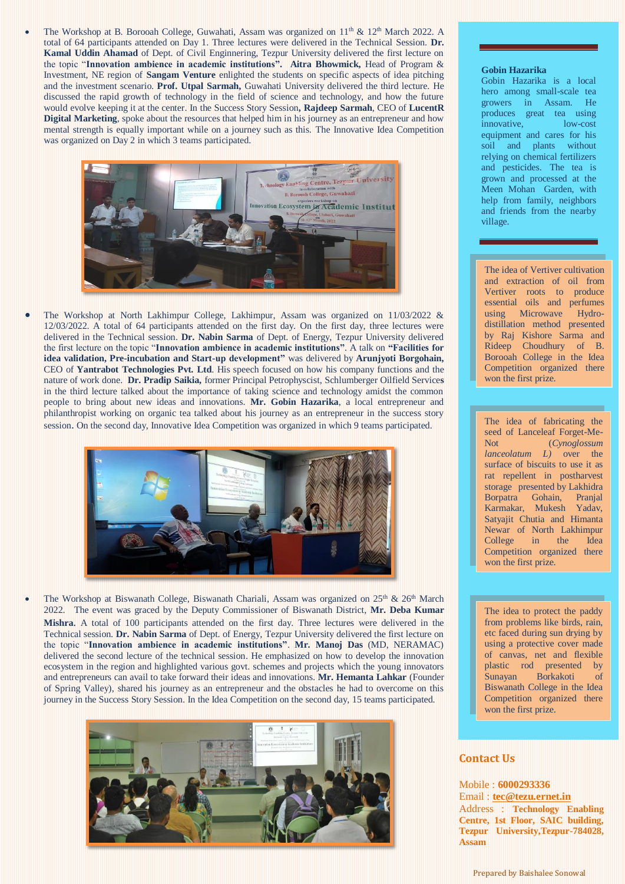- The Workshop at B. Borooah College, Guwahati, Assam was organized on 11th & 12th March 2022. A total of 64 participants attended on Day 1. Three lectures were delivered in the Technical Session. **Dr. Kamal Uddin Ahamad** of Dept. of Civil Enginnering, Tezpur University delivered the first lecture on the topic "**Innovation ambience in academic institutions**". **Aitra Bhowmick,** Head of Program & Investment, NE region of **Sangam Venture** enlighted the students on specific aspects of idea pitching and the investment scenario. **Prof. Utpal Sarmah,** Guwahati University delivered the third lecture. He discussed the rapid growth of technology in the field of science and technology, and how the future would evolve keeping it at the center. In the Success Story Session**, Rajdeep Sarmah**, CEO of **LucentR Digital Marketing**, spoke about the resources that helped him in his journey as an entrepreneur and how mental strength is equally important while on a journey such as this. The Innovative Idea Competition was organized on Day 2 in which 3 teams participated.

- The Workshop at North Lakhimpur College, Lakhimpur, Assam was organized on 11/03/2022 & 12/03/2022. A total of 64 participants attended on the first day. On the first day, three lectures were delivered in the Technical session. **Dr. Nabin Sarma** of Dept. of Energy, Tezpur University delivered the first lecture on the topic "**Innovation ambience in academic institutions**". A talk on **"Facilities for idea validation, Pre-incubation and Start-up development"** was delivered by **Arunjyoti Borgohain, CEO** of **Yantrabot Technologies Pvt. Ltd**. His speech focused on how his company functions and the nature of work done. **Dr. Pradip Saikia,** former Principal Petrophyscist, Schlumberger Oilfield Services in the third lecture talked about the importance of taking science and technology amidst the common people to bring about new ideas and innovations. **Mr. Gobin Hazarika**, a local entrepreneur and philanthropist working on organic tea talked about his journey as an entrepreneur in the success story session**.** On the second day, Innovative Idea Competition was organized in which 9 teams participated.

- The Workshop at Biswanath College, Biswanath Chariali, Assam was organized on 25th & 26th March 2022. The event was graced by the Deputy Commissioner of Biswanath District, **Mr. Deba Kumar Mishra.** A total of 100 participants attended on the first day. Three lectures were delivered in the Technical session. **Dr. Nabin Sarma** of Dept. of Energy, Tezpur University delivered the first lecture on the topic "**Innovation ambience in academic institutions**". **Mr. Manoj Das** (MD, NERAMAC) delivered the second lecture of the technical session. He emphasized on how to develop the innovation ecosystem in the region and highlighted various govt. schemes and projects which the young innovators and entrepreneurs can avail to take forward their ideas and innovations. **Mr. Hemanta Lahkar** (Founder of Spring Valley), shared his journey as an entrepreneur and the obstacles he had to overcome on this journey in the Success Story Session. In the Idea Competition on the second day, 15 teams participated.

**Gobin Hazarika**

Gobin Hazarika is a local hero among small-scale tea growers in Assam. He produces great tea using innovative, low-cost equipment and cares for his soil and plants without relying on chemical fertilizers and pesticides. The tea is grown and processed at the Meen Mohan Garden, with help from family, neighbors and friends from the nearby village.

The idea of Vertiver cultivation and extraction of oil from Vertiver roots to produce essential oils and perfumes using Microwave Hydro-distillation method presented by Raj Kishore Sarma and Rideep Choudhury of B. Borooah College in the Idea Competition organized there won the first prize.

The idea of fabricating the seed of Lanceleaf Forget-Me-Not (*Cynoglossum lanceolatum L)* over the surface of biscuits to use it as rat repellent in postharvest storage presented by Lakhidra Borpatra Gohain, Pranjal Karmakar, Mukesh Yadav, Satyajit Chutia and Himanta Newar of North Lakhimpur College in the Idea Competition organized there won the first prize.

The idea to protect the paddy from problems like birds, rain, etc faced during sun drying by using a protective cover made of canvas, net and flexible plastic rod presented by Sunayan Borkakoti of Biswanath College in the Idea Competition organized there won the first prize.

## Contact Us

Mobile : **6000293336**

Email : **tec@tezu.ernet.in**

Address : **Technology Enabling Centre, 1st Floor, SAIC building, Tezpur University,Tezpur-784028, Assam**

Prepared by Baishalee Sonowal